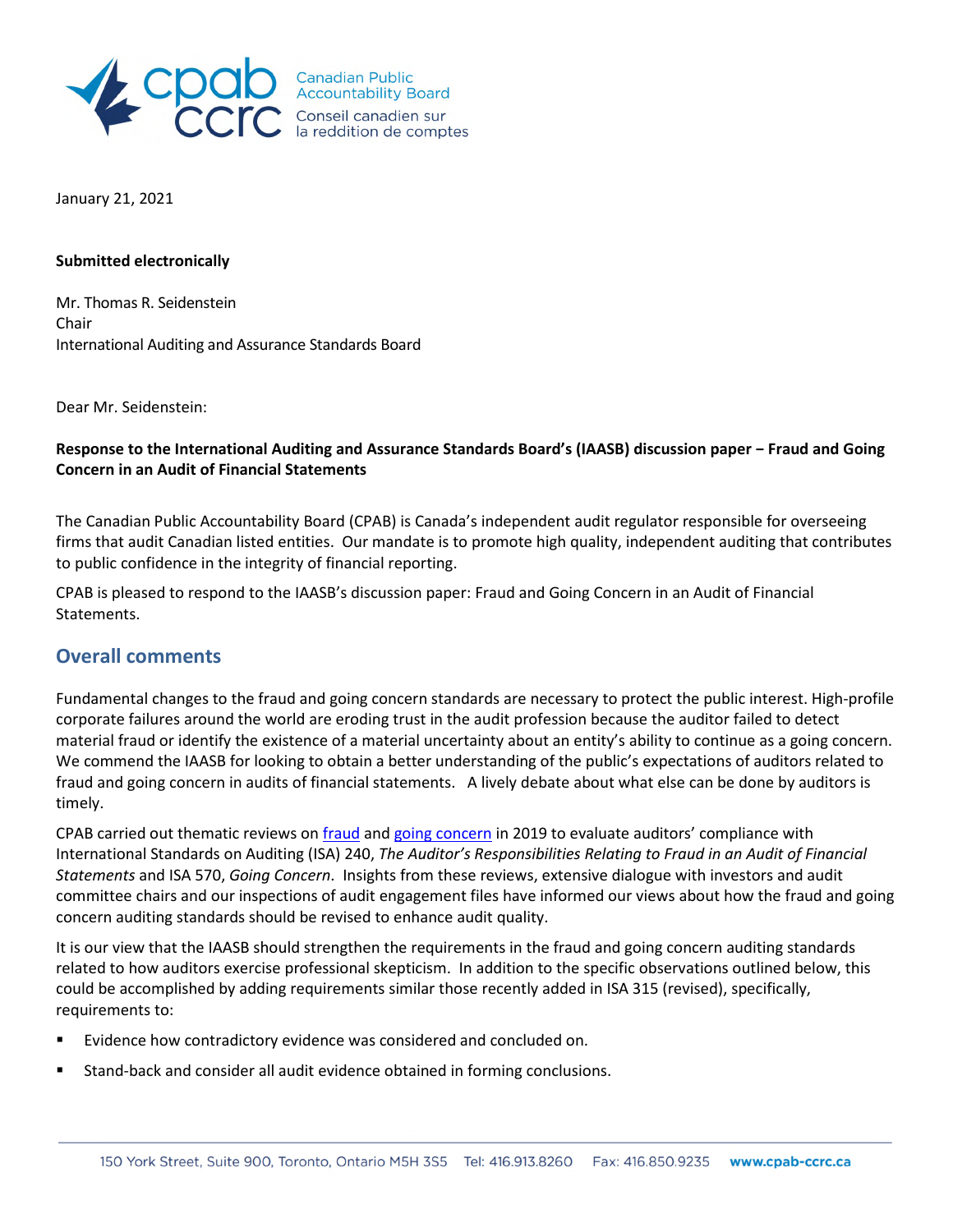Canadian Public Accountability Board
Conseil canadien sur la reddition de comptes

January 21, 2021

**Submitted electronically**

Mr. Thomas R. Seidenstein
Chair
International Auditing and Assurance Standards Board

Dear Mr. Seidenstein:

**Response to the International Auditing and Assurance Standards Board's (IAASB) discussion paper – Fraud and Going Concern in an Audit of Financial Statements**

The Canadian Public Accountability Board (CPAB) is Canada's independent audit regulator responsible for overseeing firms that audit Canadian listed entities. Our mandate is to promote high quality, independent auditing that contributes to public confidence in the integrity of financial reporting.

CPAB is pleased to respond to the IAASB's discussion paper: Fraud and Going Concern in an Audit of Financial Statements.

## Overall comments

Fundamental changes to the fraud and going concern standards are necessary to protect the public interest. High-profile corporate failures around the world are eroding trust in the audit profession because the auditor failed to detect material fraud or identify the existence of a material uncertainty about an entity's ability to continue as a going concern. We commend the IAASB for looking to obtain a better understanding of the public's expectations of auditors related to fraud and going concern in audits of financial statements. A lively debate about what else can be done by auditors is timely.

CPAB carried out thematic reviews on fraud and going concern in 2019 to evaluate auditors' compliance with International Standards on Auditing (ISA) 240, *The Auditor's Responsibilities Relating to Fraud in an Audit of Financial Statements* and ISA 570, *Going Concern*. Insights from these reviews, extensive dialogue with investors and audit committee chairs and our inspections of audit engagement files have informed our views about how the fraud and going concern auditing standards should be revised to enhance audit quality.

It is our view that the IAASB should strengthen the requirements in the fraud and going concern auditing standards related to how auditors exercise professional skepticism. In addition to the specific observations outlined below, this could be accomplished by adding requirements similar those recently added in ISA 315 (revised), specifically, requirements to:

- Evidence how contradictory evidence was considered and concluded on.
- Stand-back and consider all audit evidence obtained in forming conclusions.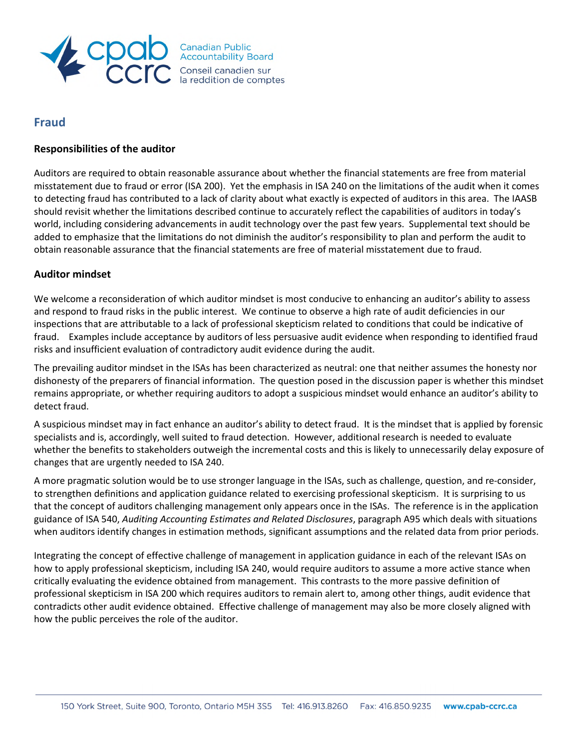## Fraud

### Responsibilities of the auditor

Auditors are required to obtain reasonable assurance about whether the financial statements are free from material misstatement due to fraud or error (ISA 200). Yet the emphasis in ISA 240 on the limitations of the audit when it comes to detecting fraud has contributed to a lack of clarity about what exactly is expected of auditors in this area. The IAASB should revisit whether the limitations described continue to accurately reflect the capabilities of auditors in today's world, including considering advancements in audit technology over the past few years. Supplemental text should be added to emphasize that the limitations do not diminish the auditor's responsibility to plan and perform the audit to obtain reasonable assurance that the financial statements are free of material misstatement due to fraud.

### Auditor mindset

We welcome a reconsideration of which auditor mindset is most conducive to enhancing an auditor's ability to assess and respond to fraud risks in the public interest. We continue to observe a high rate of audit deficiencies in our inspections that are attributable to a lack of professional skepticism related to conditions that could be indicative of fraud. Examples include acceptance by auditors of less persuasive audit evidence when responding to identified fraud risks and insufficient evaluation of contradictory audit evidence during the audit.

The prevailing auditor mindset in the ISAs has been characterized as neutral: one that neither assumes the honesty nor dishonesty of the preparers of financial information. The question posed in the discussion paper is whether this mindset remains appropriate, or whether requiring auditors to adopt a suspicious mindset would enhance an auditor's ability to detect fraud.

A suspicious mindset may in fact enhance an auditor's ability to detect fraud. It is the mindset that is applied by forensic specialists and is, accordingly, well suited to fraud detection. However, additional research is needed to evaluate whether the benefits to stakeholders outweigh the incremental costs and this is likely to unnecessarily delay exposure of changes that are urgently needed to ISA 240.

A more pragmatic solution would be to use stronger language in the ISAs, such as challenge, question, and re-consider, to strengthen definitions and application guidance related to exercising professional skepticism. It is surprising to us that the concept of auditors challenging management only appears once in the ISAs. The reference is in the application guidance of ISA 540, *Auditing Accounting Estimates and Related Disclosures*, paragraph A95 which deals with situations when auditors identify changes in estimation methods, significant assumptions and the related data from prior periods.

Integrating the concept of effective challenge of management in application guidance in each of the relevant ISAs on how to apply professional skepticism, including ISA 240, would require auditors to assume a more active stance when critically evaluating the evidence obtained from management. This contrasts to the more passive definition of professional skepticism in ISA 200 which requires auditors to remain alert to, among other things, audit evidence that contradicts other audit evidence obtained. Effective challenge of management may also be more closely aligned with how the public perceives the role of the auditor.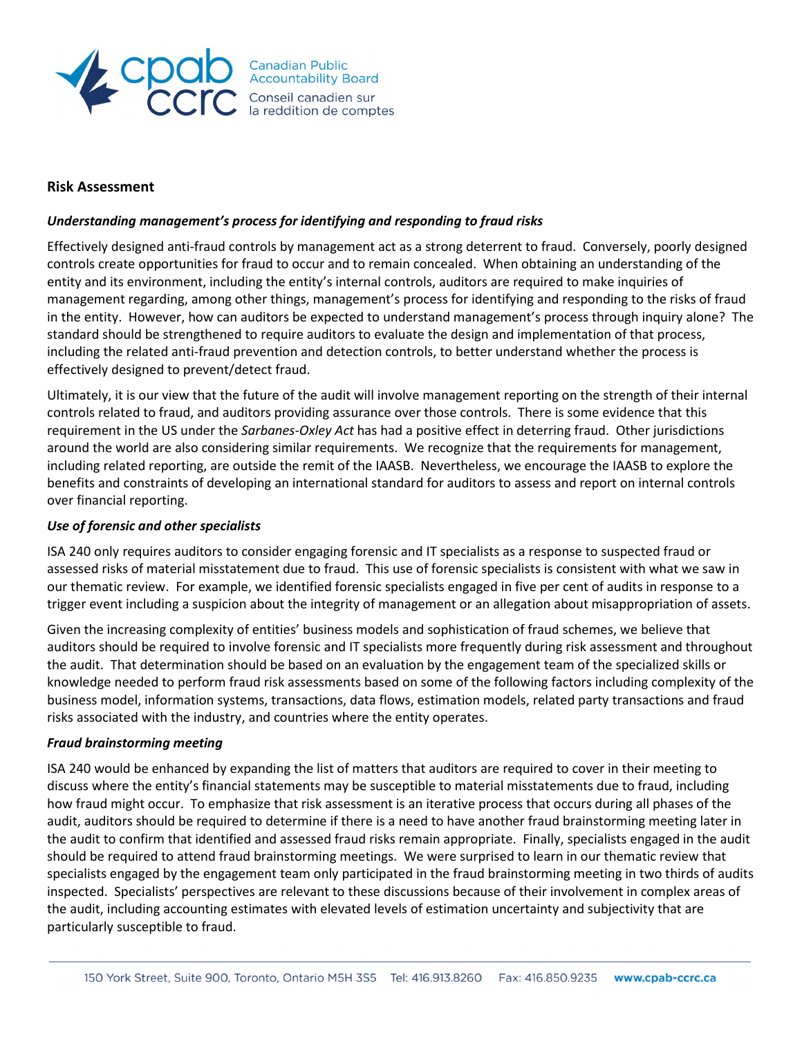## Risk Assessment

***Understanding management's process for identifying and responding to fraud risks***

Effectively designed anti-fraud controls by management act as a strong deterrent to fraud. Conversely, poorly designed controls create opportunities for fraud to occur and to remain concealed. When obtaining an understanding of the entity and its environment, including the entity's internal controls, auditors are required to make inquiries of management regarding, among other things, management's process for identifying and responding to the risks of fraud in the entity. However, how can auditors be expected to understand management's process through inquiry alone? The standard should be strengthened to require auditors to evaluate the design and implementation of that process, including the related anti-fraud prevention and detection controls, to better understand whether the process is effectively designed to prevent/detect fraud.

Ultimately, it is our view that the future of the audit will involve management reporting on the strength of their internal controls related to fraud, and auditors providing assurance over those controls. There is some evidence that this requirement in the US under the *Sarbanes-Oxley Act* has had a positive effect in deterring fraud. Other jurisdictions around the world are also considering similar requirements. We recognize that the requirements for management, including related reporting, are outside the remit of the IAASB. Nevertheless, we encourage the IAASB to explore the benefits and constraints of developing an international standard for auditors to assess and report on internal controls over financial reporting.

***Use of forensic and other specialists***

ISA 240 only requires auditors to consider engaging forensic and IT specialists as a response to suspected fraud or assessed risks of material misstatement due to fraud. This use of forensic specialists is consistent with what we saw in our thematic review. For example, we identified forensic specialists engaged in five per cent of audits in response to a trigger event including a suspicion about the integrity of management or an allegation about misappropriation of assets.

Given the increasing complexity of entities' business models and sophistication of fraud schemes, we believe that auditors should be required to involve forensic and IT specialists more frequently during risk assessment and throughout the audit. That determination should be based on an evaluation by the engagement team of the specialized skills or knowledge needed to perform fraud risk assessments based on some of the following factors including complexity of the business model, information systems, transactions, data flows, estimation models, related party transactions and fraud risks associated with the industry, and countries where the entity operates.

***Fraud brainstorming meeting***

ISA 240 would be enhanced by expanding the list of matters that auditors are required to cover in their meeting to discuss where the entity's financial statements may be susceptible to material misstatements due to fraud, including how fraud might occur. To emphasize that risk assessment is an iterative process that occurs during all phases of the audit, auditors should be required to determine if there is a need to have another fraud brainstorming meeting later in the audit to confirm that identified and assessed fraud risks remain appropriate. Finally, specialists engaged in the audit should be required to attend fraud brainstorming meetings. We were surprised to learn in our thematic review that specialists engaged by the engagement team only participated in the fraud brainstorming meeting in two thirds of audits inspected. Specialists' perspectives are relevant to these discussions because of their involvement in complex areas of the audit, including accounting estimates with elevated levels of estimation uncertainty and subjectivity that are particularly susceptible to fraud.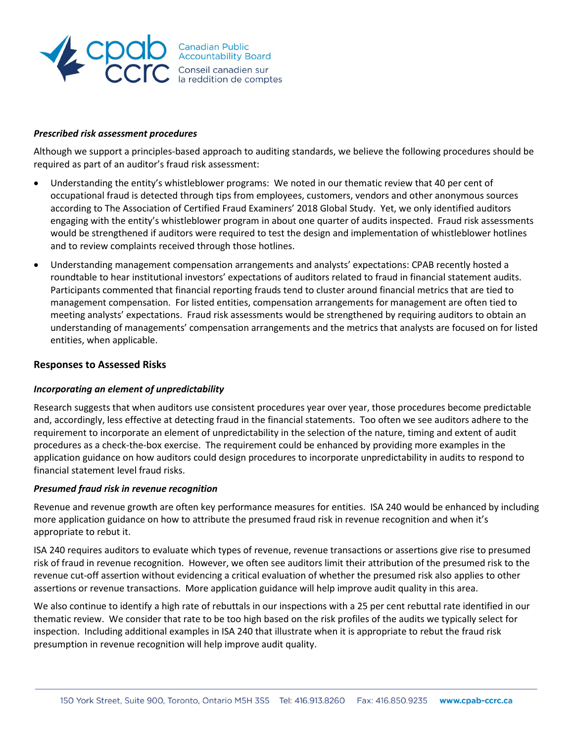*Prescribed risk assessment procedures*

Although we support a principles-based approach to auditing standards, we believe the following procedures should be required as part of an auditor's fraud risk assessment:

- Understanding the entity's whistleblower programs: We noted in our thematic review that 40 per cent of occupational fraud is detected through tips from employees, customers, vendors and other anonymous sources according to The Association of Certified Fraud Examiners' 2018 Global Study. Yet, we only identified auditors engaging with the entity's whistleblower program in about one quarter of audits inspected. Fraud risk assessments would be strengthened if auditors were required to test the design and implementation of whistleblower hotlines and to review complaints received through those hotlines.
- Understanding management compensation arrangements and analysts' expectations: CPAB recently hosted a roundtable to hear institutional investors' expectations of auditors related to fraud in financial statement audits. Participants commented that financial reporting frauds tend to cluster around financial metrics that are tied to management compensation. For listed entities, compensation arrangements for management are often tied to meeting analysts' expectations. Fraud risk assessments would be strengthened by requiring auditors to obtain an understanding of managements' compensation arrangements and the metrics that analysts are focused on for listed entities, when applicable.

## Responses to Assessed Risks

*Incorporating an element of unpredictability*

Research suggests that when auditors use consistent procedures year over year, those procedures become predictable and, accordingly, less effective at detecting fraud in the financial statements. Too often we see auditors adhere to the requirement to incorporate an element of unpredictability in the selection of the nature, timing and extent of audit procedures as a check-the-box exercise. The requirement could be enhanced by providing more examples in the application guidance on how auditors could design procedures to incorporate unpredictability in audits to respond to financial statement level fraud risks.

*Presumed fraud risk in revenue recognition*

Revenue and revenue growth are often key performance measures for entities. ISA 240 would be enhanced by including more application guidance on how to attribute the presumed fraud risk in revenue recognition and when it's appropriate to rebut it.

ISA 240 requires auditors to evaluate which types of revenue, revenue transactions or assertions give rise to presumed risk of fraud in revenue recognition. However, we often see auditors limit their attribution of the presumed risk to the revenue cut-off assertion without evidencing a critical evaluation of whether the presumed risk also applies to other assertions or revenue transactions. More application guidance will help improve audit quality in this area.

We also continue to identify a high rate of rebuttals in our inspections with a 25 per cent rebuttal rate identified in our thematic review. We consider that rate to be too high based on the risk profiles of the audits we typically select for inspection. Including additional examples in ISA 240 that illustrate when it is appropriate to rebut the fraud risk presumption in revenue recognition will help improve audit quality.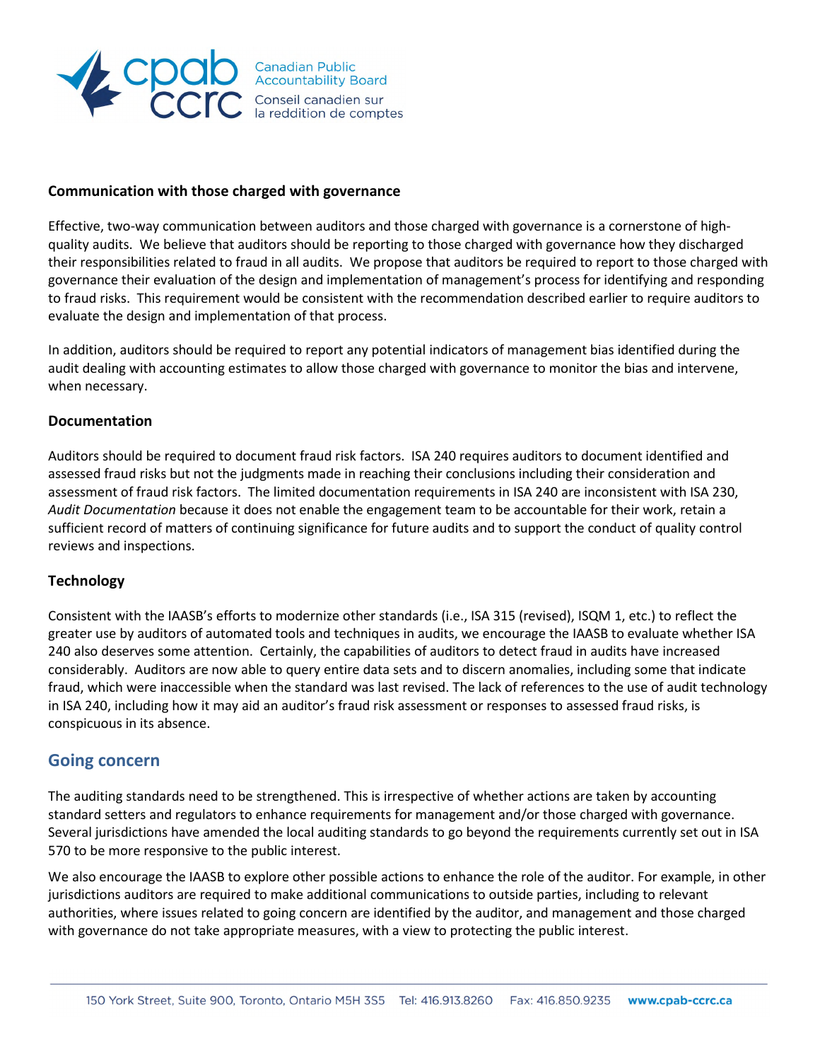### Communication with those charged with governance

Effective, two-way communication between auditors and those charged with governance is a cornerstone of high-quality audits. We believe that auditors should be reporting to those charged with governance how they discharged their responsibilities related to fraud in all audits. We propose that auditors be required to report to those charged with governance their evaluation of the design and implementation of management's process for identifying and responding to fraud risks. This requirement would be consistent with the recommendation described earlier to require auditors to evaluate the design and implementation of that process.

In addition, auditors should be required to report any potential indicators of management bias identified during the audit dealing with accounting estimates to allow those charged with governance to monitor the bias and intervene, when necessary.

### Documentation

Auditors should be required to document fraud risk factors. ISA 240 requires auditors to document identified and assessed fraud risks but not the judgments made in reaching their conclusions including their consideration and assessment of fraud risk factors. The limited documentation requirements in ISA 240 are inconsistent with ISA 230, *Audit Documentation* because it does not enable the engagement team to be accountable for their work, retain a sufficient record of matters of continuing significance for future audits and to support the conduct of quality control reviews and inspections.

### Technology

Consistent with the IAASB's efforts to modernize other standards (i.e., ISA 315 (revised), ISQM 1, etc.) to reflect the greater use by auditors of automated tools and techniques in audits, we encourage the IAASB to evaluate whether ISA 240 also deserves some attention. Certainly, the capabilities of auditors to detect fraud in audits have increased considerably. Auditors are now able to query entire data sets and to discern anomalies, including some that indicate fraud, which were inaccessible when the standard was last revised. The lack of references to the use of audit technology in ISA 240, including how it may aid an auditor's fraud risk assessment or responses to assessed fraud risks, is conspicuous in its absence.

## Going concern

The auditing standards need to be strengthened. This is irrespective of whether actions are taken by accounting standard setters and regulators to enhance requirements for management and/or those charged with governance. Several jurisdictions have amended the local auditing standards to go beyond the requirements currently set out in ISA 570 to be more responsive to the public interest.

We also encourage the IAASB to explore other possible actions to enhance the role of the auditor. For example, in other jurisdictions auditors are required to make additional communications to outside parties, including to relevant authorities, where issues related to going concern are identified by the auditor, and management and those charged with governance do not take appropriate measures, with a view to protecting the public interest.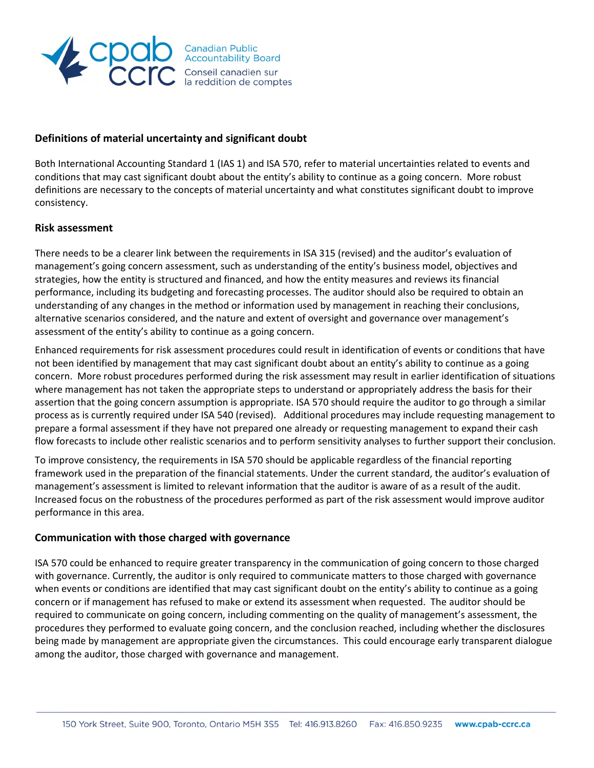## Definitions of material uncertainty and significant doubt

Both International Accounting Standard 1 (IAS 1) and ISA 570, refer to material uncertainties related to events and conditions that may cast significant doubt about the entity's ability to continue as a going concern. More robust definitions are necessary to the concepts of material uncertainty and what constitutes significant doubt to improve consistency.

## Risk assessment

There needs to be a clearer link between the requirements in ISA 315 (revised) and the auditor's evaluation of management's going concern assessment, such as understanding of the entity's business model, objectives and strategies, how the entity is structured and financed, and how the entity measures and reviews its financial performance, including its budgeting and forecasting processes. The auditor should also be required to obtain an understanding of any changes in the method or information used by management in reaching their conclusions, alternative scenarios considered, and the nature and extent of oversight and governance over management's assessment of the entity's ability to continue as a going concern.

Enhanced requirements for risk assessment procedures could result in identification of events or conditions that have not been identified by management that may cast significant doubt about an entity's ability to continue as a going concern. More robust procedures performed during the risk assessment may result in earlier identification of situations where management has not taken the appropriate steps to understand or appropriately address the basis for their assertion that the going concern assumption is appropriate. ISA 570 should require the auditor to go through a similar process as is currently required under ISA 540 (revised). Additional procedures may include requesting management to prepare a formal assessment if they have not prepared one already or requesting management to expand their cash flow forecasts to include other realistic scenarios and to perform sensitivity analyses to further support their conclusion.

To improve consistency, the requirements in ISA 570 should be applicable regardless of the financial reporting framework used in the preparation of the financial statements. Under the current standard, the auditor's evaluation of management's assessment is limited to relevant information that the auditor is aware of as a result of the audit. Increased focus on the robustness of the procedures performed as part of the risk assessment would improve auditor performance in this area.

## Communication with those charged with governance

ISA 570 could be enhanced to require greater transparency in the communication of going concern to those charged with governance. Currently, the auditor is only required to communicate matters to those charged with governance when events or conditions are identified that may cast significant doubt on the entity's ability to continue as a going concern or if management has refused to make or extend its assessment when requested. The auditor should be required to communicate on going concern, including commenting on the quality of management's assessment, the procedures they performed to evaluate going concern, and the conclusion reached, including whether the disclosures being made by management are appropriate given the circumstances. This could encourage early transparent dialogue among the auditor, those charged with governance and management.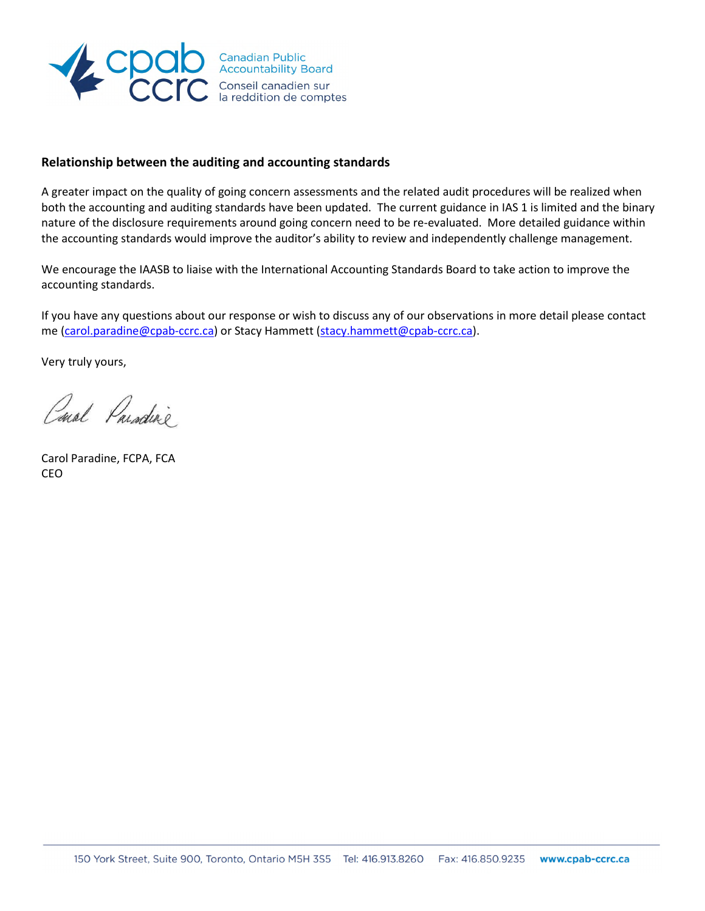**Relationship between the auditing and accounting standards**

A greater impact on the quality of going concern assessments and the related audit procedures will be realized when both the accounting and auditing standards have been updated. The current guidance in IAS 1 is limited and the binary nature of the disclosure requirements around going concern need to be re-evaluated. More detailed guidance within the accounting standards would improve the auditor's ability to review and independently challenge management.

We encourage the IAASB to liaise with the International Accounting Standards Board to take action to improve the accounting standards.

If you have any questions about our response or wish to discuss any of our observations in more detail please contact me (carol.paradine@cpab-ccrc.ca) or Stacy Hammett (stacy.hammett@cpab-ccrc.ca).

Very truly yours,

Carol Paradine, FCPA, FCA
CEO